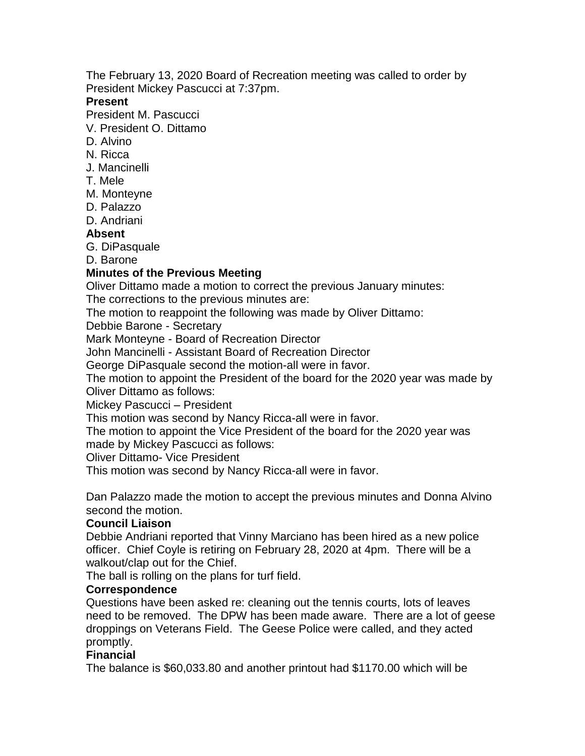The February 13, 2020 Board of Recreation meeting was called to order by President Mickey Pascucci at 7:37pm.

**Present**

President M. Pascucci
V. President O. Dittamo
D. Alvino
N. Ricca
J. Mancinelli
T. Mele
M. Monteyne
D. Palazzo
D. Andriani

**Absent**

G. DiPasquale
D. Barone

**Minutes of the Previous Meeting**

Oliver Dittamo made a motion to correct the previous January minutes:
The corrections to the previous minutes are:
The motion to reappoint the following was made by Oliver Dittamo:
Debbie Barone - Secretary
Mark Monteyne - Board of Recreation Director
John Mancinelli - Assistant Board of Recreation Director
George DiPasquale second the motion-all were in favor.
The motion to appoint the President of the board for the 2020 year was made by Oliver Dittamo as follows:
Mickey Pascucci – President
This motion was second by Nancy Ricca-all were in favor.
The motion to appoint the Vice President of the board for the 2020 year was made by Mickey Pascucci as follows:
Oliver Dittamo- Vice President
This motion was second by Nancy Ricca-all were in favor.

Dan Palazzo made the motion to accept the previous minutes and Donna Alvino second the motion.

**Council Liaison**

Debbie Andriani reported that Vinny Marciano has been hired as a new police officer. Chief Coyle is retiring on February 28, 2020 at 4pm. There will be a walkout/clap out for the Chief.
The ball is rolling on the plans for turf field.

**Correspondence**

Questions have been asked re: cleaning out the tennis courts, lots of leaves need to be removed. The DPW has been made aware. There are a lot of geese droppings on Veterans Field. The Geese Police were called, and they acted promptly.

**Financial**

The balance is $60,033.80 and another printout had $1170.00 which will be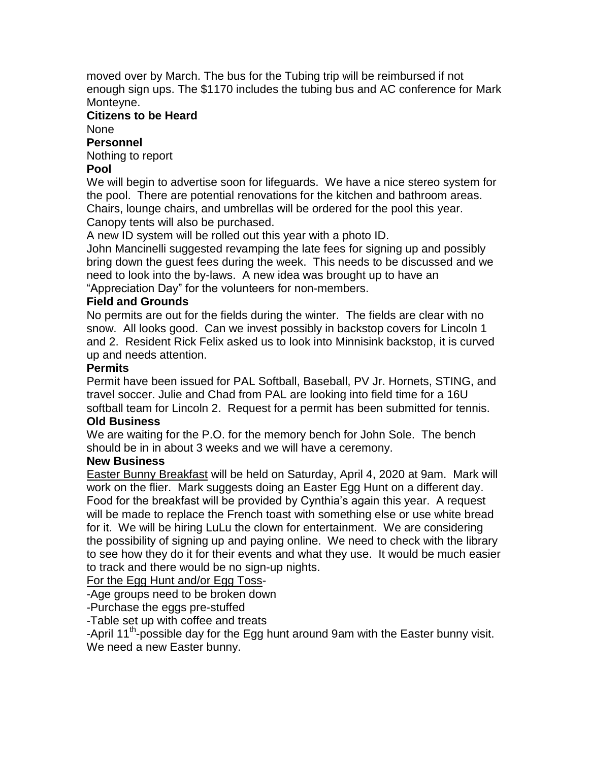moved over by March. The bus for the Tubing trip will be reimbursed if not enough sign ups. The $1170 includes the tubing bus and AC conference for Mark Monteyne.

**Citizens to be Heard**

None

**Personnel**

Nothing to report

**Pool**

We will begin to advertise soon for lifeguards. We have a nice stereo system for the pool. There are potential renovations for the kitchen and bathroom areas. Chairs, lounge chairs, and umbrellas will be ordered for the pool this year. Canopy tents will also be purchased.

A new ID system will be rolled out this year with a photo ID.

John Mancinelli suggested revamping the late fees for signing up and possibly bring down the guest fees during the week. This needs to be discussed and we need to look into the by-laws. A new idea was brought up to have an "Appreciation Day" for the volunteers for non-members.

**Field and Grounds**

No permits are out for the fields during the winter. The fields are clear with no snow. All looks good. Can we invest possibly in backstop covers for Lincoln 1 and 2. Resident Rick Felix asked us to look into Minnisink backstop, it is curved up and needs attention.

**Permits**

Permit have been issued for PAL Softball, Baseball, PV Jr. Hornets, STING, and travel soccer. Julie and Chad from PAL are looking into field time for a 16U softball team for Lincoln 2. Request for a permit has been submitted for tennis.

**Old Business**

We are waiting for the P.O. for the memory bench for John Sole. The bench should be in in about 3 weeks and we will have a ceremony.

**New Business**

<u>Easter Bunny Breakfast</u> will be held on Saturday, April 4, 2020 at 9am. Mark will work on the flier. Mark suggests doing an Easter Egg Hunt on a different day. Food for the breakfast will be provided by Cynthia's again this year. A request will be made to replace the French toast with something else or use white bread for it. We will be hiring LuLu the clown for entertainment. We are considering the possibility of signing up and paying online. We need to check with the library to see how they do it for their events and what they use. It would be much easier to track and there would be no sign-up nights.

<u>For the Egg Hunt and/or Egg Toss</u>-

-Age groups need to be broken down

-Purchase the eggs pre-stuffed

-Table set up with coffee and treats

-April 11th-possible day for the Egg hunt around 9am with the Easter bunny visit. We need a new Easter bunny.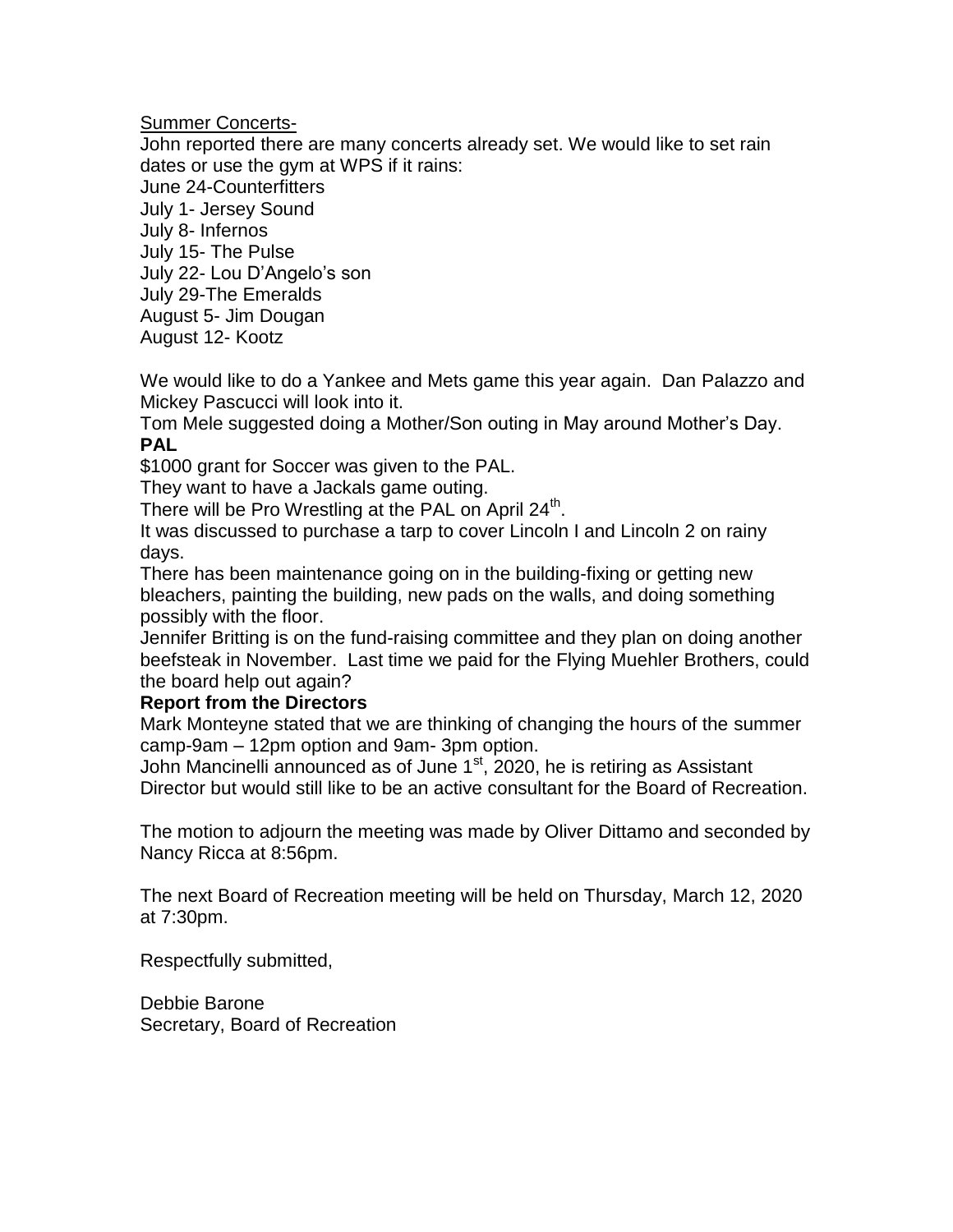Summer Concerts-

John reported there are many concerts already set. We would like to set rain dates or use the gym at WPS if it rains:

June 24-Counterfitters
July 1- Jersey Sound
July 8- Infernos
July 15- The Pulse
July 22- Lou D'Angelo's son
July 29-The Emeralds
August 5- Jim Dougan
August 12- Kootz

We would like to do a Yankee and Mets game this year again. Dan Palazzo and Mickey Pascucci will look into it.

Tom Mele suggested doing a Mother/Son outing in May around Mother's Day.

**PAL**

$1000 grant for Soccer was given to the PAL.

They want to have a Jackals game outing.

There will be Pro Wrestling at the PAL on April 24th.

It was discussed to purchase a tarp to cover Lincoln I and Lincoln 2 on rainy days.

There has been maintenance going on in the building-fixing or getting new bleachers, painting the building, new pads on the walls, and doing something possibly with the floor.

Jennifer Britting is on the fund-raising committee and they plan on doing another beefsteak in November. Last time we paid for the Flying Muehler Brothers, could the board help out again?

**Report from the Directors**

Mark Monteyne stated that we are thinking of changing the hours of the summer camp-9am – 12pm option and 9am- 3pm option.

John Mancinelli announced as of June 1st, 2020, he is retiring as Assistant Director but would still like to be an active consultant for the Board of Recreation.

The motion to adjourn the meeting was made by Oliver Dittamo and seconded by Nancy Ricca at 8:56pm.

The next Board of Recreation meeting will be held on Thursday, March 12, 2020 at 7:30pm.

Respectfully submitted,

Debbie Barone
Secretary, Board of Recreation